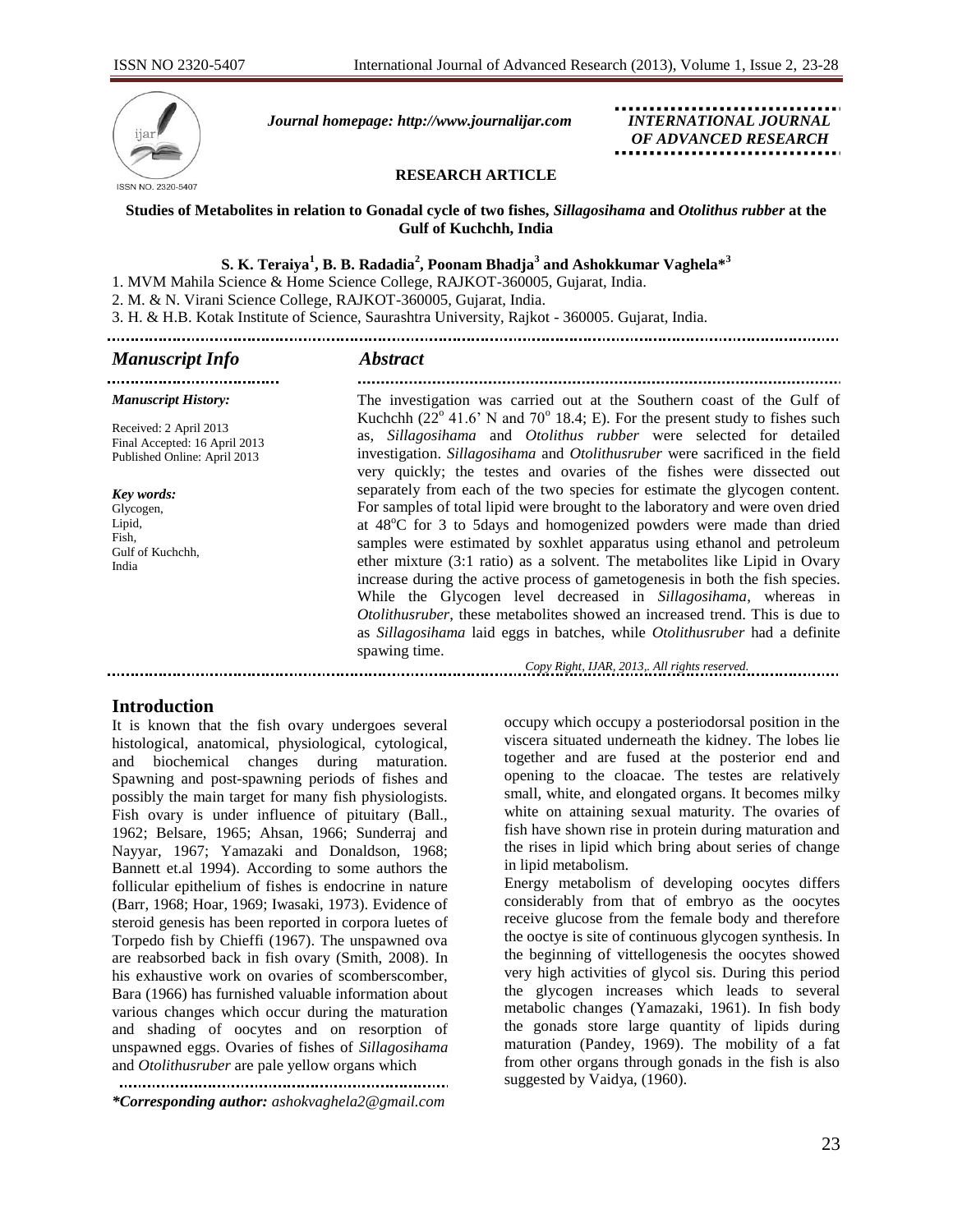*Journal homepage: http://www.journalijar.com*

*INTERNATIONAL JOURNAL OF ADVANCED RESEARCH*

**RESEARCH ARTICLE**

# Studies of Metabolites in relation to Gonadal cycle of two fishes, *Sillagosihama* and *Otolithus rubber* at the Gulf of Kuchchh, India

**S. K. Teraiya[1], B. B. Radadia[2], Poonam Bhadja[3] and Ashokkumar Vaghela*[3]**

1. MVM Mahila Science & Home Science College, RAJKOT-360005, Gujarat, India.
2. M. & N. Virani Science College, RAJKOT-360005, Gujarat, India.
3. H. & H.B. Kotak Institute of Science, Saurashtra University, Rajkot - 360005. Gujarat, India.

## *Manuscript Info*

*Manuscript History:*

Received: 2 April 2013
Final Accepted: 16 April 2013
Published Online: April 2013

*Key words:*
Glycogen,
Lipid,
Fish,
Gulf of Kuchchh,
India

## *Abstract*

The investigation was carried out at the Southern coast of the Gulf of Kuchchh (22$^{o}$ 41.6' N and 70$^{o}$ 18.4; E). For the present study to fishes such as, *Sillagosihama* and *Otolithus rubber* were selected for detailed investigation. *Sillagosihama* and *Otolithusruber* were sacrificed in the field very quickly; the testes and ovaries of the fishes were dissected out separately from each of the two species for estimate the glycogen content. For samples of total lipid were brought to the laboratory and were oven dried at 48$^{o}$C for 3 to 5days and homogenized powders were made than dried samples were estimated by soxhlet apparatus using ethanol and petroleum ether mixture (3:1 ratio) as a solvent. The metabolites like Lipid in Ovary increase during the active process of gametogenesis in both the fish species. While the Glycogen level decreased in *Sillagosihama*, whereas in *Otolithusruber*, these metabolites showed an increased trend. This is due to as *Sillagosihama* laid eggs in batches, while *Otolithusruber* had a definite spawing time.

*Copy Right, IJAR, 2013,. All rights reserved.*

## Introduction

It is known that the fish ovary undergoes several histological, anatomical, physiological, cytological, and biochemical changes during maturation. Spawning and post-spawning periods of fishes and possibly the main target for many fish physiologists. Fish ovary is under influence of pituitary (Ball., 1962; Belsare, 1965; Ahsan, 1966; Sunderraj and Nayyar, 1967; Yamazaki and Donaldson, 1968; Bannett et.al 1994). According to some authors the follicular epithelium of fishes is endocrine in nature (Barr, 1968; Hoar, 1969; Iwasaki, 1973). Evidence of steroid genesis has been reported in corpora luetes of Torpedo fish by Chieffi (1967). The unspawned ova are reabsorbed back in fish ovary (Smith, 2008). In his exhaustive work on ovaries of scomberscomber, Bara (1966) has furnished valuable information about various changes which occur during the maturation and shading of oocytes and on resorption of unspawned eggs. Ovaries of fishes of *Sillagosihama* and *Otolithusruber* are pale yellow organs which occupy which occupy a posteriodorsal position in the viscera situated underneath the kidney. The lobes lie together and are fused at the posterior end and opening to the cloacae. The testes are relatively small, white, and elongated organs. It becomes milky white on attaining sexual maturity. The ovaries of fish have shown rise in protein during maturation and the rises in lipid which bring about series of change in lipid metabolism.

Energy metabolism of developing oocytes differs considerably from that of embryo as the oocytes receive glucose from the female body and therefore the ooctye is site of continuous glycogen synthesis. In the beginning of vittellogenesis the oocytes showed very high activities of glycol sis. During this period the glycogen increases which leads to several metabolic changes (Yamazaki, 1961). In fish body the gonads store large quantity of lipids during maturation (Pandey, 1969). The mobility of a fat from other organs through gonads in the fish is also suggested by Vaidya, (1960).

*\*Corresponding author: ashokvaghela2@gmail.com*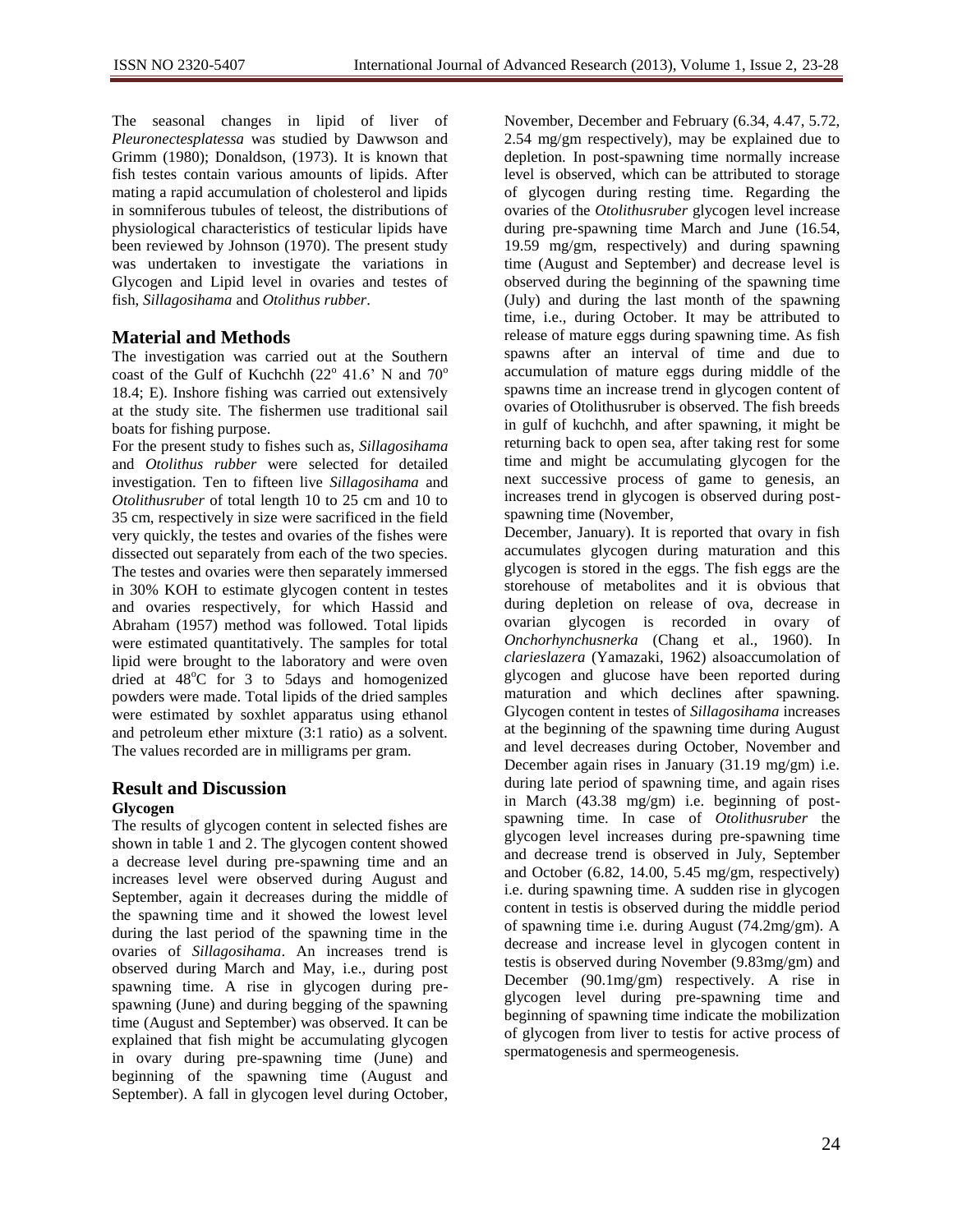The seasonal changes in lipid of liver of *Pleuronectesplatessa* was studied by Dawwson and Grimm (1980); Donaldson, (1973). It is known that fish testes contain various amounts of lipids. After mating a rapid accumulation of cholesterol and lipids in somniferous tubules of teleost, the distributions of physiological characteristics of testicular lipids have been reviewed by Johnson (1970). The present study was undertaken to investigate the variations in Glycogen and Lipid level in ovaries and testes of fish, *Sillagosihama* and *Otolithus rubber*.

## Material and Methods

The investigation was carried out at the Southern coast of the Gulf of Kuchchh (22$^o$ 41.6' N and 70$^o$ 18.4; E). Inshore fishing was carried out extensively at the study site. The fishermen use traditional sail boats for fishing purpose.

For the present study to fishes such as, *Sillagosihama* and *Otolithus rubber* were selected for detailed investigation. Ten to fifteen live *Sillagosihama* and *Otolithusruber* of total length 10 to 25 cm and 10 to 35 cm, respectively in size were sacrificed in the field very quickly, the testes and ovaries of the fishes were dissected out separately from each of the two species. The testes and ovaries were then separately immersed in 30% KOH to estimate glycogen content in testes and ovaries respectively, for which Hassid and Abraham (1957) method was followed. Total lipids were estimated quantitatively. The samples for total lipid were brought to the laboratory and were oven dried at 48$^o$C for 3 to 5days and homogenized powders were made. Total lipids of the dried samples were estimated by soxhlet apparatus using ethanol and petroleum ether mixture (3:1 ratio) as a solvent. The values recorded are in milligrams per gram.

## Result and Discussion

### Glycogen

The results of glycogen content in selected fishes are shown in table 1 and 2. The glycogen content showed a decrease level during pre-spawning time and an increases level were observed during August and September, again it decreases during the middle of the spawning time and it showed the lowest level during the last period of the spawning time in the ovaries of *Sillagosihama*. An increases trend is observed during March and May, i.e., during post spawning time. A rise in glycogen during pre-spawning (June) and during begging of the spawning time (August and September) was observed. It can be explained that fish might be accumulating glycogen in ovary during pre-spawning time (June) and beginning of the spawning time (August and September). A fall in glycogen level during October, November, December and February (6.34, 4.47, 5.72, 2.54 mg/gm respectively), may be explained due to depletion. In post-spawning time normally increase level is observed, which can be attributed to storage of glycogen during resting time. Regarding the ovaries of the *Otolithusruber* glycogen level increase during pre-spawning time March and June (16.54, 19.59 mg/gm, respectively) and during spawning time (August and September) and decrease level is observed during the beginning of the spawning time (July) and during the last month of the spawning time, i.e., during October. It may be attributed to release of mature eggs during spawning time. As fish spawns after an interval of time and due to accumulation of mature eggs during middle of the spawns time an increase trend in glycogen content of ovaries of Otolithusruber is observed. The fish breeds in gulf of kuchchh, and after spawning, it might be returning back to open sea, after taking rest for some time and might be accumulating glycogen for the next successive process of game to genesis, an increases trend in glycogen is observed during post-spawning time (November,

December, January). It is reported that ovary in fish accumulates glycogen during maturation and this glycogen is stored in the eggs. The fish eggs are the storehouse of metabolites and it is obvious that during depletion on release of ova, decrease in ovarian glycogen is recorded in ovary of *Onchorhynchusnerka* (Chang et al., 1960). In *clarieslazera* (Yamazaki, 1962) alsoaccumolation of glycogen and glucose have been reported during maturation and which declines after spawning. Glycogen content in testes of *Sillagosihama* increases at the beginning of the spawning time during August and level decreases during October, November and December again rises in January (31.19 mg/gm) i.e. during late period of spawning time, and again rises in March (43.38 mg/gm) i.e. beginning of post-spawning time. In case of *Otolithusruber* the glycogen level increases during pre-spawning time and decrease trend is observed in July, September and October (6.82, 14.00, 5.45 mg/gm, respectively) i.e. during spawning time. A sudden rise in glycogen content in testis is observed during the middle period of spawning time i.e. during August (74.2mg/gm). A decrease and increase level in glycogen content in testis is observed during November (9.83mg/gm) and December (90.1mg/gm) respectively. A rise in glycogen level during pre-spawning time and beginning of spawning time indicate the mobilization of glycogen from liver to testis for active process of spermatogenesis and spermeogenesis.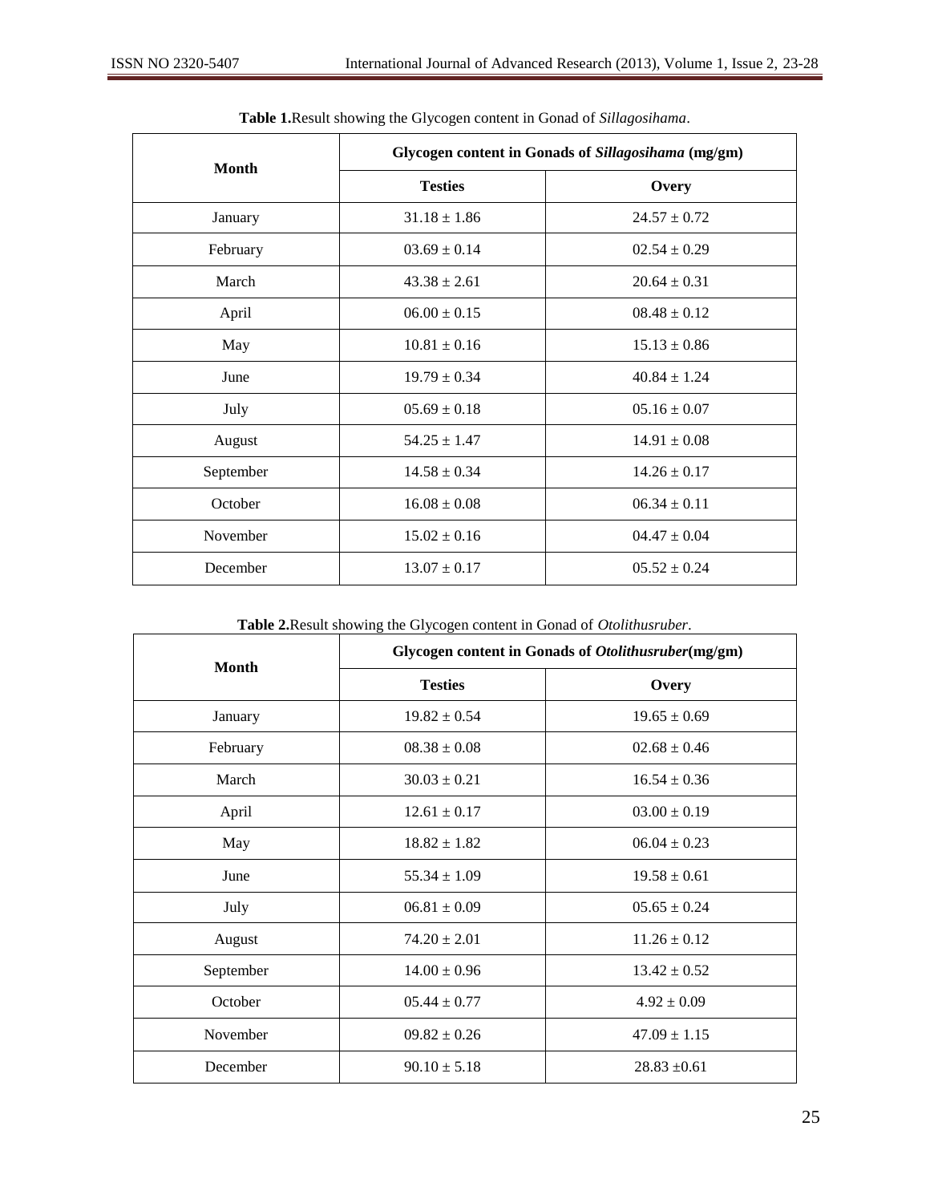**Table 1.**Result showing the Glycogen content in Gonad of *Sillagosihama*.

| Month | Glycogen content in Gonads of *Sillagosihama* (mg/gm) | |
|---|---|---|
| | **Testies** | **Overy** |
| January | 31.18 ± 1.86 | 24.57 ± 0.72 |
| February | 03.69 ± 0.14 | 02.54 ± 0.29 |
| March | 43.38 ± 2.61 | 20.64 ± 0.31 |
| April | 06.00 ± 0.15 | 08.48 ± 0.12 |
| May | 10.81 ± 0.16 | 15.13 ± 0.86 |
| June | 19.79 ± 0.34 | 40.84 ± 1.24 |
| July | 05.69 ± 0.18 | 05.16 ± 0.07 |
| August | 54.25 ± 1.47 | 14.91 ± 0.08 |
| September | 14.58 ± 0.34 | 14.26 ± 0.17 |
| October | 16.08 ± 0.08 | 06.34 ± 0.11 |
| November | 15.02 ± 0.16 | 04.47 ± 0.04 |
| December | 13.07 ± 0.17 | 05.52 ± 0.24 |

**Table 2.**Result showing the Glycogen content in Gonad of *Otolithusruber*.

| Month | Glycogen content in Gonads of *Otolithusruber*(mg/gm) | |
|---|---|---|
| | **Testies** | **Overy** |
| January | 19.82 ± 0.54 | 19.65 ± 0.69 |
| February | 08.38 ± 0.08 | 02.68 ± 0.46 |
| March | 30.03 ± 0.21 | 16.54 ± 0.36 |
| April | 12.61 ± 0.17 | 03.00 ± 0.19 |
| May | 18.82 ± 1.82 | 06.04 ± 0.23 |
| June | 55.34 ± 1.09 | 19.58 ± 0.61 |
| July | 06.81 ± 0.09 | 05.65 ± 0.24 |
| August | 74.20 ± 2.01 | 11.26 ± 0.12 |
| September | 14.00 ± 0.96 | 13.42 ± 0.52 |
| October | 05.44 ± 0.77 | 4.92 ± 0.09 |
| November | 09.82 ± 0.26 | 47.09 ± 1.15 |
| December | 90.10 ± 5.18 | 28.83 ±0.61 |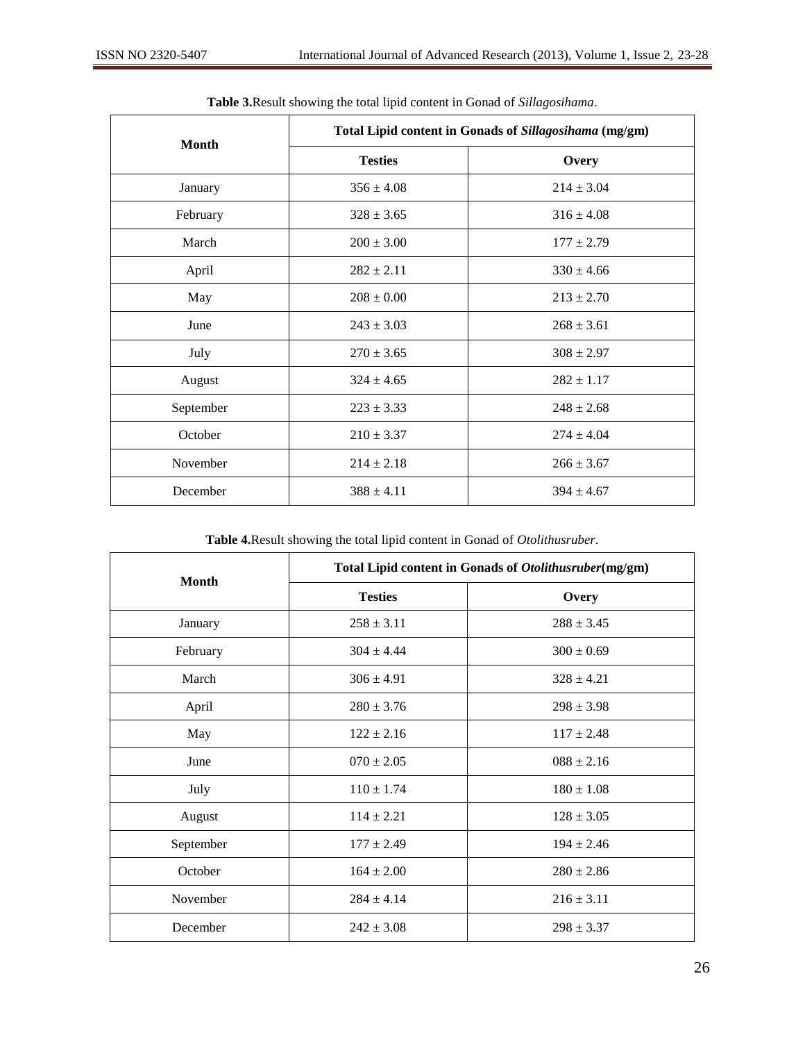**Table 3.**Result showing the total lipid content in Gonad of *Sillagosihama*.

| Month | Total Lipid content in Gonads of *Sillagosihama* (mg/gm) | |
|---|---|---|
| | **Testies** | **Overy** |
| January | 356 ± 4.08 | 214 ± 3.04 |
| February | 328 ± 3.65 | 316 ± 4.08 |
| March | 200 ± 3.00 | 177 ± 2.79 |
| April | 282 ± 2.11 | 330 ± 4.66 |
| May | 208 ± 0.00 | 213 ± 2.70 |
| June | 243 ± 3.03 | 268 ± 3.61 |
| July | 270 ± 3.65 | 308 ± 2.97 |
| August | 324 ± 4.65 | 282 ± 1.17 |
| September | 223 ± 3.33 | 248 ± 2.68 |
| October | 210 ± 3.37 | 274 ± 4.04 |
| November | 214 ± 2.18 | 266 ± 3.67 |
| December | 388 ± 4.11 | 394 ± 4.67 |

**Table 4.**Result showing the total lipid content in Gonad of *Otolithusruber*.

| Month | Total Lipid content in Gonads of *Otolithusruber*(mg/gm) | |
|---|---|---|
| | **Testies** | **Overy** |
| January | 258 ± 3.11 | 288 ± 3.45 |
| February | 304 ± 4.44 | 300 ± 0.69 |
| March | 306 ± 4.91 | 328 ± 4.21 |
| April | 280 ± 3.76 | 298 ± 3.98 |
| May | 122 ± 2.16 | 117 ± 2.48 |
| June | 070 ± 2.05 | 088 ± 2.16 |
| July | 110 ± 1.74 | 180 ± 1.08 |
| August | 114 ± 2.21 | 128 ± 3.05 |
| September | 177 ± 2.49 | 194 ± 2.46 |
| October | 164 ± 2.00 | 280 ± 2.86 |
| November | 284 ± 4.14 | 216 ± 3.11 |
| December | 242 ± 3.08 | 298 ± 3.37 |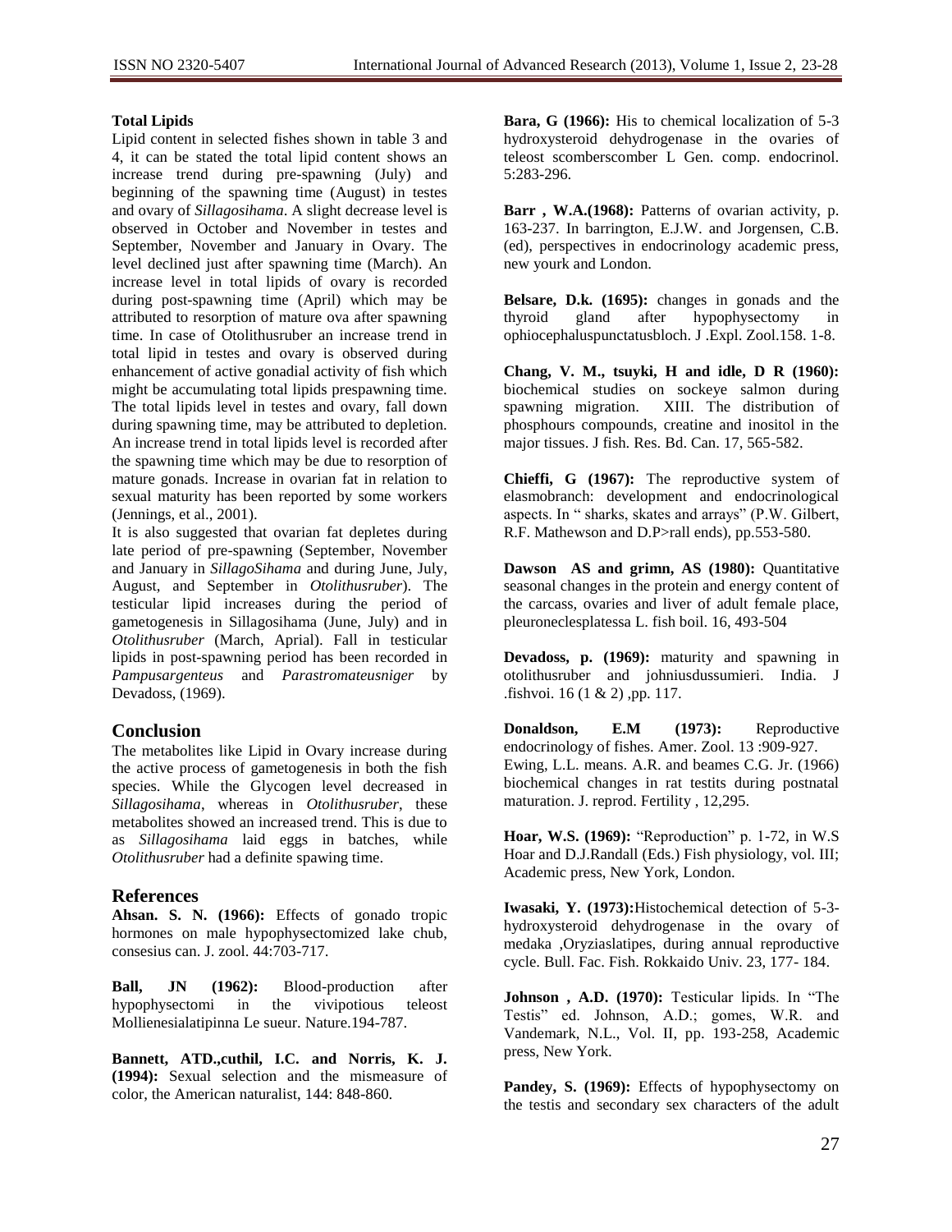**Total Lipids**

Lipid content in selected fishes shown in table 3 and 4, it can be stated the total lipid content shows an increase trend during pre-spawning (July) and beginning of the spawning time (August) in testes and ovary of *Sillagosihama*. A slight decrease level is observed in October and November in testes and September, November and January in Ovary. The level declined just after spawning time (March). An increase level in total lipids of ovary is recorded during post-spawning time (April) which may be attributed to resorption of mature ova after spawning time. In case of Otolithusruber an increase trend in total lipid in testes and ovary is observed during enhancement of active gonadial activity of fish which might be accumulating total lipids prespawning time. The total lipids level in testes and ovary, fall down during spawning time, may be attributed to depletion. An increase trend in total lipids level is recorded after the spawning time which may be due to resorption of mature gonads. Increase in ovarian fat in relation to sexual maturity has been reported by some workers (Jennings, et al., 2001).

It is also suggested that ovarian fat depletes during late period of pre-spawning (September, November and January in *SillagoSihama* and during June, July, August, and September in *Otolithusruber*). The testicular lipid increases during the period of gametogenesis in Sillagosihama (June, July) and in *Otolithusruber* (March, Aprial). Fall in testicular lipids in post-spawning period has been recorded in *Pampusargenteus* and *Parastromateusniger* by Devadoss, (1969).

## Conclusion

The metabolites like Lipid in Ovary increase during the active process of gametogenesis in both the fish species. While the Glycogen level decreased in *Sillagosihama*, whereas in *Otolithusruber*, these metabolites showed an increased trend. This is due to as *Sillagosihama* laid eggs in batches, while *Otolithusruber* had a definite spawing time.

## References

**Ahsan. S. N. (1966):** Effects of gonado tropic hormones on male hypophysectomized lake chub, consesius can. J. zool. 44:703-717.

**Ball, JN (1962):** Blood-production after hypophysectomi in the vivipotious teleost Mollienesialatipinna Le sueur. Nature.194-787.

**Bannett, ATD.,cuthil, I.C. and Norris, K. J. (1994):** Sexual selection and the mismeasure of color, the American naturalist, 144: 848-860.

**Bara, G (1966):** His to chemical localization of 5-3 hydroxysteroid dehydrogenase in the ovaries of teleost scomberscomber L Gen. comp. endocrinol. 5:283-296.

**Barr , W.A.(1968):** Patterns of ovarian activity, p. 163-237. In barrington, E.J.W. and Jorgensen, C.B. (ed), perspectives in endocrinology academic press, new yourk and London.

**Belsare, D.k. (1695):** changes in gonads and the thyroid gland after hypophysectomy in ophiocephaluspunctatusbloch. J .Expl. Zool.158. 1-8.

**Chang, V. M., tsuyki, H and idle, D R (1960):** biochemical studies on sockeye salmon during spawning migration. XIII. The distribution of phosphours compounds, creatine and inositol in the major tissues. J fish. Res. Bd. Can. 17, 565-582.

**Chieffi, G (1967):** The reproductive system of elasmobranch: development and endocrinological aspects. In " sharks, skates and arrays" (P.W. Gilbert, R.F. Mathewson and D.P>rall ends), pp.553-580.

**Dawson AS and grimn, AS (1980):** Quantitative seasonal changes in the protein and energy content of the carcass, ovaries and liver of adult female place, pleuroneclesplatessa L. fish boil. 16, 493-504

**Devadoss, p. (1969):** maturity and spawning in otolithusruber and johniusdussumieri. India. J .fishvoi. 16 (1 & 2) ,pp. 117.

**Donaldson, E.M (1973):** Reproductive endocrinology of fishes. Amer. Zool. 13 :909-927.

Ewing, L.L. means. A.R. and beames C.G. Jr. (1966) biochemical changes in rat testits during postnatal maturation. J. reprod. Fertility , 12,295.

**Hoar, W.S. (1969):** "Reproduction" p. 1-72, in W.S Hoar and D.J.Randall (Eds.) Fish physiology, vol. III; Academic press, New York, London.

**Iwasaki, Y. (1973):**Histochemical detection of 5-3-hydroxysteroid dehydrogenase in the ovary of medaka ,Oryziaslatipes, during annual reproductive cycle. Bull. Fac. Fish. Rokkaido Univ. 23, 177- 184.

**Johnson , A.D. (1970):** Testicular lipids. In "The Testis" ed. Johnson, A.D.; gomes, W.R. and Vandemark, N.L., Vol. II, pp. 193-258, Academic press, New York.

**Pandey, S. (1969):** Effects of hypophysectomy on the testis and secondary sex characters of the adult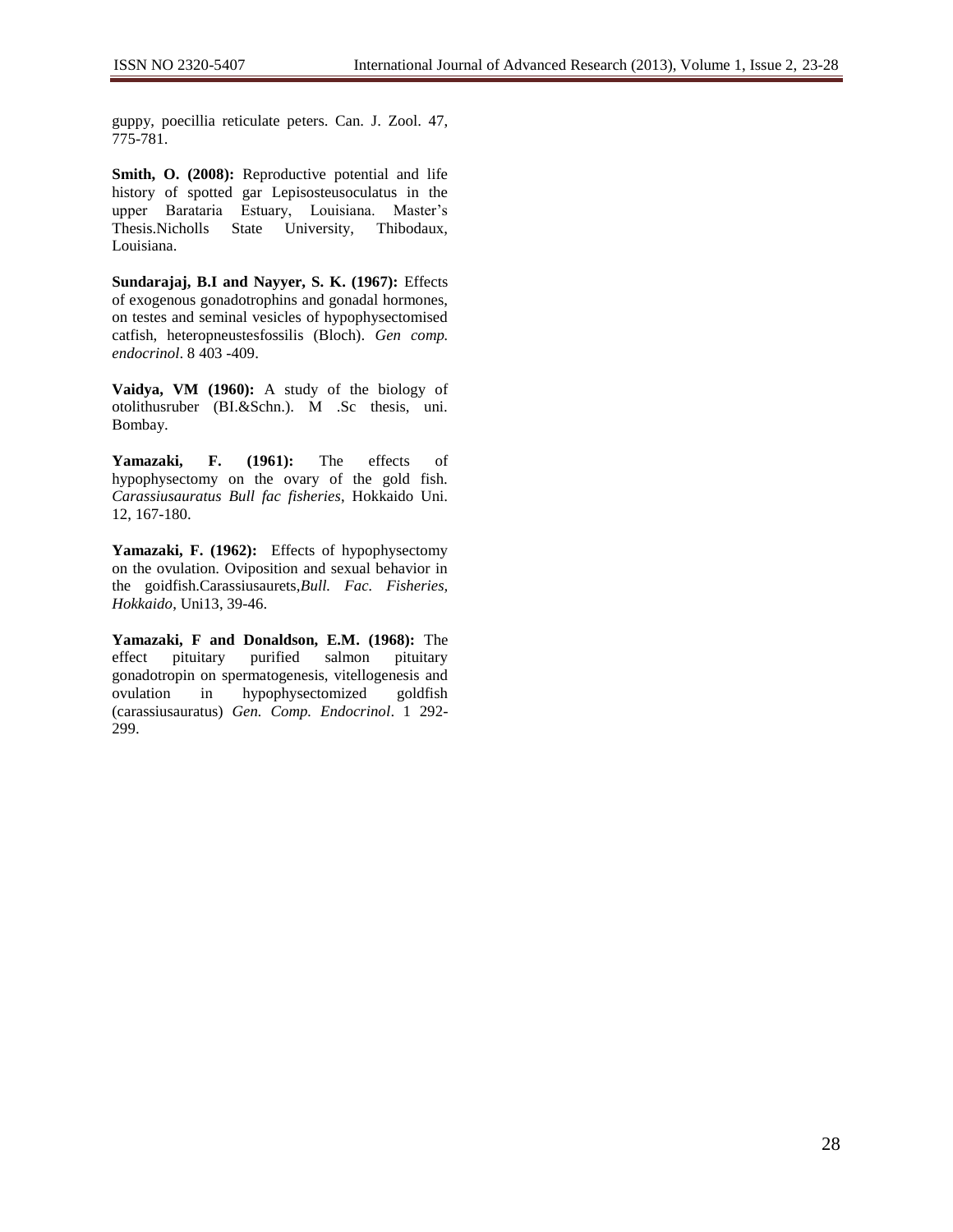guppy, poecillia reticulate peters. Can. J. Zool. 47, 775-781.

**Smith, O. (2008):** Reproductive potential and life history of spotted gar Lepisosteusoculatus in the upper Barataria Estuary, Louisiana. Master's Thesis.Nicholls State University, Thibodaux, Louisiana.

**Sundarajaj, B.I and Nayyer, S. K. (1967):** Effects of exogenous gonadotrophins and gonadal hormones, on testes and seminal vesicles of hypophysectomised catfish, heteropneustesfossilis (Bloch). *Gen comp. endocrinol*. 8 403 -409.

**Vaidya, VM (1960):** A study of the biology of otolithusruber (BI.&Schn.). M .Sc thesis, uni. Bombay.

**Yamazaki, F. (1961):** The effects of hypophysectomy on the ovary of the gold fish. *Carassiusauratus Bull fac fisheries*, Hokkaido Uni. 12, 167-180.

**Yamazaki, F. (1962):** Effects of hypophysectomy on the ovulation. Oviposition and sexual behavior in the goidfish.Carassiusaurets,*Bull. Fac. Fisheries, Hokkaido*, Uni13, 39-46.

**Yamazaki, F and Donaldson, E.M. (1968):** The effect pituitary purified salmon pituitary gonadotropin on spermatogenesis, vitellogenesis and ovulation in hypophysectomized goldfish (carassiusauratus) *Gen. Comp. Endocrinol*. 1 292-299.